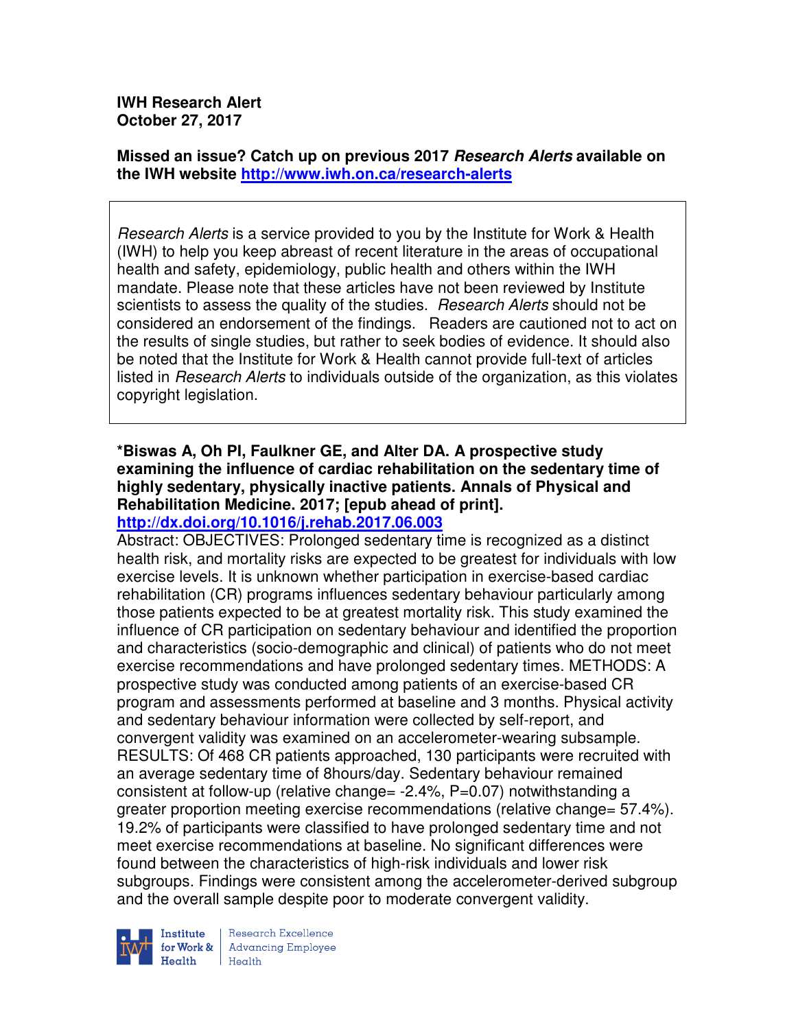**IWH Research Alert**
**October 27, 2017**

**Missed an issue? Catch up on previous 2017 *Research Alerts* available on the IWH website [http://www.iwh.on.ca/research-alerts](http://www.iwh.on.ca/research-alerts)**

> *Research Alerts* is a service provided to you by the Institute for Work & Health (IWH) to help you keep abreast of recent literature in the areas of occupational health and safety, epidemiology, public health and others within the IWH mandate. Please note that these articles have not been reviewed by Institute scientists to assess the quality of the studies. *Research Alerts* should not be considered an endorsement of the findings. Readers are cautioned not to act on the results of single studies, but rather to seek bodies of evidence. It should also be noted that the Institute for Work & Health cannot provide full-text of articles listed in *Research Alerts* to individuals outside of the organization, as this violates copyright legislation.

**\*Biswas A, Oh PI, Faulkner GE, and Alter DA. A prospective study examining the influence of cardiac rehabilitation on the sedentary time of highly sedentary, physically inactive patients. Annals of Physical and Rehabilitation Medicine. 2017; [epub ahead of print].**
**[http://dx.doi.org/10.1016/j.rehab.2017.06.003](http://dx.doi.org/10.1016/j.rehab.2017.06.003)**

Abstract: OBJECTIVES: Prolonged sedentary time is recognized as a distinct health risk, and mortality risks are expected to be greatest for individuals with low exercise levels. It is unknown whether participation in exercise-based cardiac rehabilitation (CR) programs influences sedentary behaviour particularly among those patients expected to be at greatest mortality risk. This study examined the influence of CR participation on sedentary behaviour and identified the proportion and characteristics (socio-demographic and clinical) of patients who do not meet exercise recommendations and have prolonged sedentary times. METHODS: A prospective study was conducted among patients of an exercise-based CR program and assessments performed at baseline and 3 months. Physical activity and sedentary behaviour information were collected by self-report, and convergent validity was examined on an accelerometer-wearing subsample. RESULTS: Of 468 CR patients approached, 130 participants were recruited with an average sedentary time of 8hours/day. Sedentary behaviour remained consistent at follow-up (relative change= -2.4%, P=0.07) notwithstanding a greater proportion meeting exercise recommendations (relative change= 57.4%). 19.2% of participants were classified to have prolonged sedentary time and not meet exercise recommendations at baseline. No significant differences were found between the characteristics of high-risk individuals and lower risk subgroups. Findings were consistent among the accelerometer-derived subgroup and the overall sample despite poor to moderate convergent validity.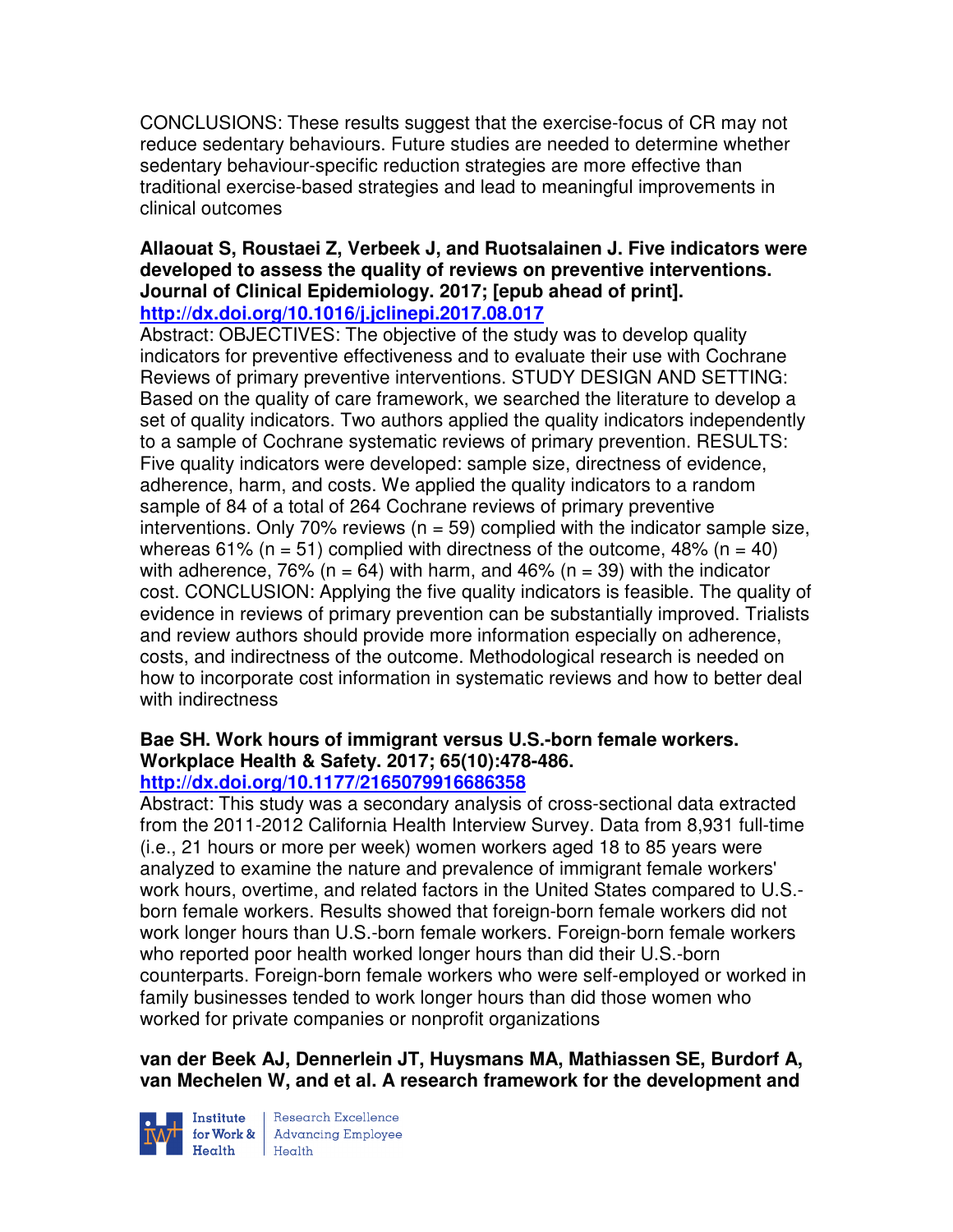CONCLUSIONS: These results suggest that the exercise-focus of CR may not reduce sedentary behaviours. Future studies are needed to determine whether sedentary behaviour-specific reduction strategies are more effective than traditional exercise-based strategies and lead to meaningful improvements in clinical outcomes

**Allaouat S, Roustaei Z, Verbeek J, and Ruotsalainen J. Five indicators were developed to assess the quality of reviews on preventive interventions. Journal of Clinical Epidemiology. 2017; [epub ahead of print].**
**http://dx.doi.org/10.1016/j.jclinepi.2017.08.017**

Abstract: OBJECTIVES: The objective of the study was to develop quality indicators for preventive effectiveness and to evaluate their use with Cochrane Reviews of primary preventive interventions. STUDY DESIGN AND SETTING: Based on the quality of care framework, we searched the literature to develop a set of quality indicators. Two authors applied the quality indicators independently to a sample of Cochrane systematic reviews of primary prevention. RESULTS: Five quality indicators were developed: sample size, directness of evidence, adherence, harm, and costs. We applied the quality indicators to a random sample of 84 of a total of 264 Cochrane reviews of primary preventive interventions. Only 70% reviews (n = 59) complied with the indicator sample size, whereas 61% (n = 51) complied with directness of the outcome, 48% (n = 40) with adherence, 76% (n = 64) with harm, and 46% (n = 39) with the indicator cost. CONCLUSION: Applying the five quality indicators is feasible. The quality of evidence in reviews of primary prevention can be substantially improved. Trialists and review authors should provide more information especially on adherence, costs, and indirectness of the outcome. Methodological research is needed on how to incorporate cost information in systematic reviews and how to better deal with indirectness

**Bae SH. Work hours of immigrant versus U.S.-born female workers. Workplace Health & Safety. 2017; 65(10):478-486.**
**http://dx.doi.org/10.1177/2165079916686358**

Abstract: This study was a secondary analysis of cross-sectional data extracted from the 2011-2012 California Health Interview Survey. Data from 8,931 full-time (i.e., 21 hours or more per week) women workers aged 18 to 85 years were analyzed to examine the nature and prevalence of immigrant female workers' work hours, overtime, and related factors in the United States compared to U.S.-born female workers. Results showed that foreign-born female workers did not work longer hours than U.S.-born female workers. Foreign-born female workers who reported poor health worked longer hours than did their U.S.-born counterparts. Foreign-born female workers who were self-employed or worked in family businesses tended to work longer hours than did those women who worked for private companies or nonprofit organizations

**van der Beek AJ, Dennerlein JT, Huysmans MA, Mathiassen SE, Burdorf A, van Mechelen W, and et al. A research framework for the development and**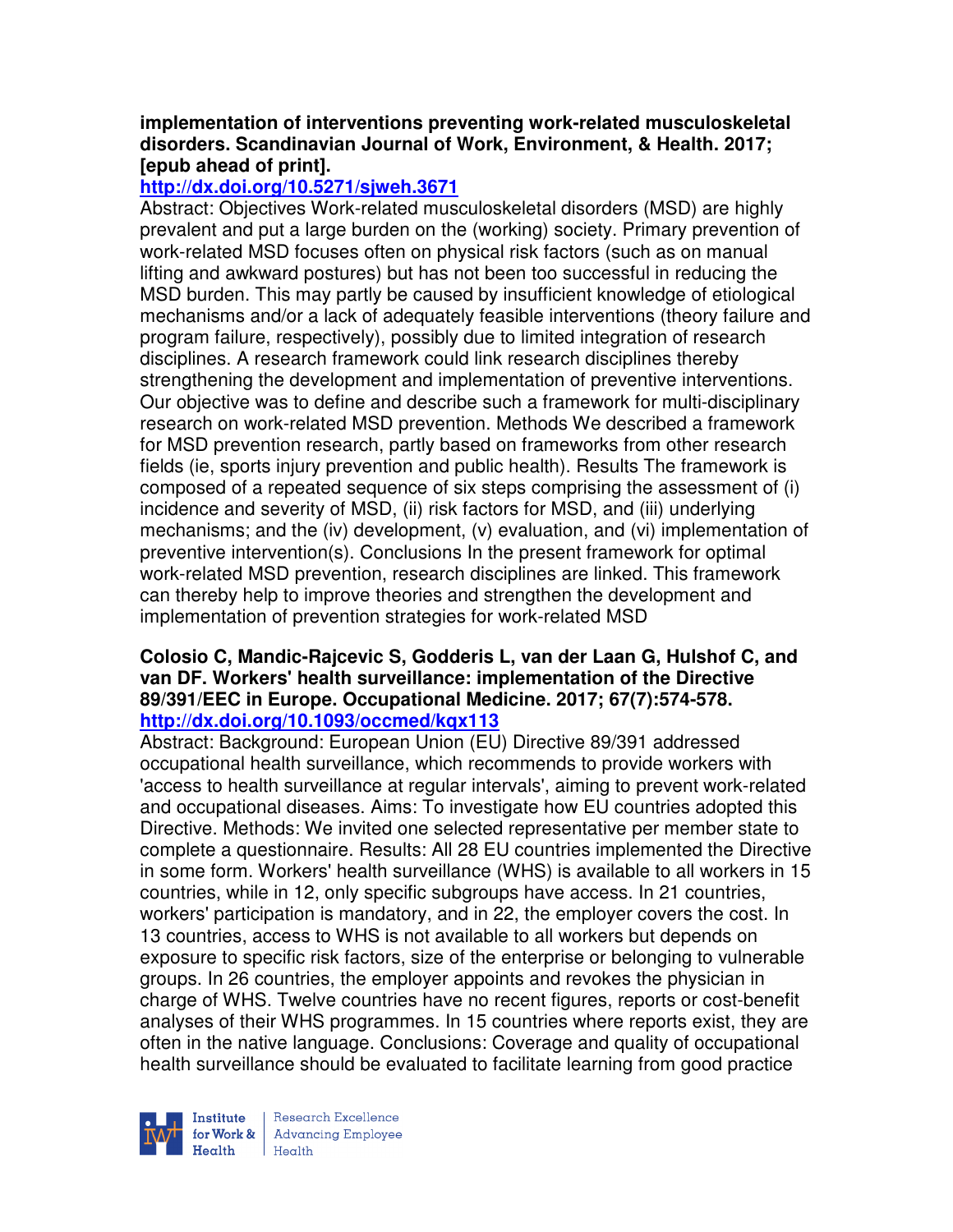**implementation of interventions preventing work-related musculoskeletal disorders. Scandinavian Journal of Work, Environment, & Health. 2017; [epub ahead of print].**

**http://dx.doi.org/10.5271/sjweh.3671**

Abstract: Objectives Work-related musculoskeletal disorders (MSD) are highly prevalent and put a large burden on the (working) society. Primary prevention of work-related MSD focuses often on physical risk factors (such as on manual lifting and awkward postures) but has not been too successful in reducing the MSD burden. This may partly be caused by insufficient knowledge of etiological mechanisms and/or a lack of adequately feasible interventions (theory failure and program failure, respectively), possibly due to limited integration of research disciplines. A research framework could link research disciplines thereby strengthening the development and implementation of preventive interventions. Our objective was to define and describe such a framework for multi-disciplinary research on work-related MSD prevention. Methods We described a framework for MSD prevention research, partly based on frameworks from other research fields (ie, sports injury prevention and public health). Results The framework is composed of a repeated sequence of six steps comprising the assessment of (i) incidence and severity of MSD, (ii) risk factors for MSD, and (iii) underlying mechanisms; and the (iv) development, (v) evaluation, and (vi) implementation of preventive intervention(s). Conclusions In the present framework for optimal work-related MSD prevention, research disciplines are linked. This framework can thereby help to improve theories and strengthen the development and implementation of prevention strategies for work-related MSD

**Colosio C, Mandic-Rajcevic S, Godderis L, van der Laan G, Hulshof C, and van DF. Workers' health surveillance: implementation of the Directive 89/391/EEC in Europe. Occupational Medicine. 2017; 67(7):574-578.**

**http://dx.doi.org/10.1093/occmed/kqx113**

Abstract: Background: European Union (EU) Directive 89/391 addressed occupational health surveillance, which recommends to provide workers with 'access to health surveillance at regular intervals', aiming to prevent work-related and occupational diseases. Aims: To investigate how EU countries adopted this Directive. Methods: We invited one selected representative per member state to complete a questionnaire. Results: All 28 EU countries implemented the Directive in some form. Workers' health surveillance (WHS) is available to all workers in 15 countries, while in 12, only specific subgroups have access. In 21 countries, workers' participation is mandatory, and in 22, the employer covers the cost. In 13 countries, access to WHS is not available to all workers but depends on exposure to specific risk factors, size of the enterprise or belonging to vulnerable groups. In 26 countries, the employer appoints and revokes the physician in charge of WHS. Twelve countries have no recent figures, reports or cost-benefit analyses of their WHS programmes. In 15 countries where reports exist, they are often in the native language. Conclusions: Coverage and quality of occupational health surveillance should be evaluated to facilitate learning from good practice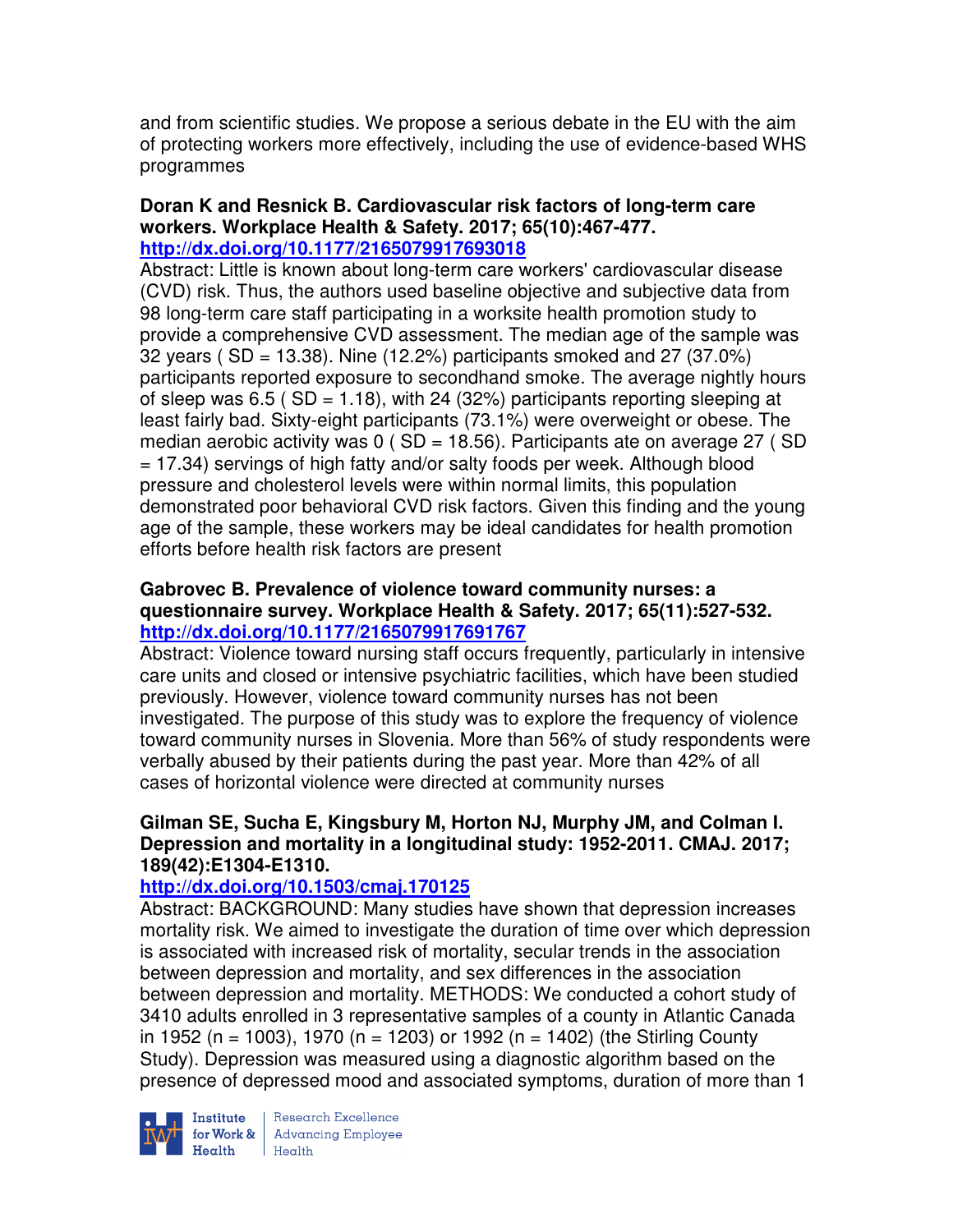and from scientific studies. We propose a serious debate in the EU with the aim of protecting workers more effectively, including the use of evidence-based WHS programmes

**Doran K and Resnick B. Cardiovascular risk factors of long-term care workers. Workplace Health & Safety. 2017; 65(10):467-477.**
**http://dx.doi.org/10.1177/2165079917693018**
Abstract: Little is known about long-term care workers' cardiovascular disease (CVD) risk. Thus, the authors used baseline objective and subjective data from 98 long-term care staff participating in a worksite health promotion study to provide a comprehensive CVD assessment. The median age of the sample was 32 years ( SD = 13.38). Nine (12.2%) participants smoked and 27 (37.0%) participants reported exposure to secondhand smoke. The average nightly hours of sleep was 6.5 ( SD = 1.18), with 24 (32%) participants reporting sleeping at least fairly bad. Sixty-eight participants (73.1%) were overweight or obese. The median aerobic activity was 0 ( SD = 18.56). Participants ate on average 27 ( SD = 17.34) servings of high fatty and/or salty foods per week. Although blood pressure and cholesterol levels were within normal limits, this population demonstrated poor behavioral CVD risk factors. Given this finding and the young age of the sample, these workers may be ideal candidates for health promotion efforts before health risk factors are present

**Gabrovec B. Prevalence of violence toward community nurses: a questionnaire survey. Workplace Health & Safety. 2017; 65(11):527-532.**
**http://dx.doi.org/10.1177/2165079917691767**
Abstract: Violence toward nursing staff occurs frequently, particularly in intensive care units and closed or intensive psychiatric facilities, which have been studied previously. However, violence toward community nurses has not been investigated. The purpose of this study was to explore the frequency of violence toward community nurses in Slovenia. More than 56% of study respondents were verbally abused by their patients during the past year. More than 42% of all cases of horizontal violence were directed at community nurses

**Gilman SE, Sucha E, Kingsbury M, Horton NJ, Murphy JM, and Colman I. Depression and mortality in a longitudinal study: 1952-2011. CMAJ. 2017; 189(42):E1304-E1310.**
**http://dx.doi.org/10.1503/cmaj.170125**
Abstract: BACKGROUND: Many studies have shown that depression increases mortality risk. We aimed to investigate the duration of time over which depression is associated with increased risk of mortality, secular trends in the association between depression and mortality, and sex differences in the association between depression and mortality. METHODS: We conducted a cohort study of 3410 adults enrolled in 3 representative samples of a county in Atlantic Canada in 1952 (n = 1003), 1970 (n = 1203) or 1992 (n = 1402) (the Stirling County Study). Depression was measured using a diagnostic algorithm based on the presence of depressed mood and associated symptoms, duration of more than 1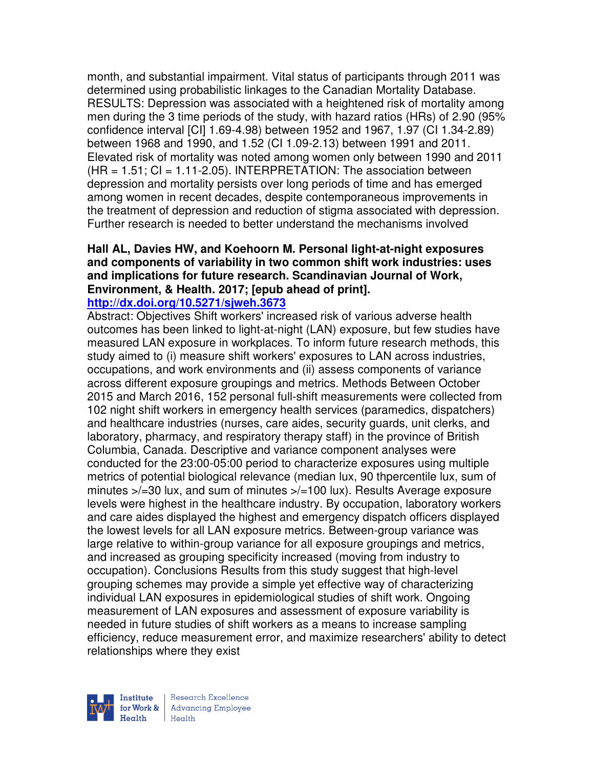month, and substantial impairment. Vital status of participants through 2011 was determined using probabilistic linkages to the Canadian Mortality Database. RESULTS: Depression was associated with a heightened risk of mortality among men during the 3 time periods of the study, with hazard ratios (HRs) of 2.90 (95% confidence interval [CI] 1.69-4.98) between 1952 and 1967, 1.97 (CI 1.34-2.89) between 1968 and 1990, and 1.52 (CI 1.09-2.13) between 1991 and 2011. Elevated risk of mortality was noted among women only between 1990 and 2011 (HR = 1.51; CI = 1.11-2.05). INTERPRETATION: The association between depression and mortality persists over long periods of time and has emerged among women in recent decades, despite contemporaneous improvements in the treatment of depression and reduction of stigma associated with depression. Further research is needed to better understand the mechanisms involved

**Hall AL, Davies HW, and Koehoorn M. Personal light-at-night exposures and components of variability in two common shift work industries: uses and implications for future research. Scandinavian Journal of Work, Environment, & Health. 2017; [epub ahead of print].**
**http://dx.doi.org/10.5271/sjweh.3673**

Abstract: Objectives Shift workers' increased risk of various adverse health outcomes has been linked to light-at-night (LAN) exposure, but few studies have measured LAN exposure in workplaces. To inform future research methods, this study aimed to (i) measure shift workers' exposures to LAN across industries, occupations, and work environments and (ii) assess components of variance across different exposure groupings and metrics. Methods Between October 2015 and March 2016, 152 personal full-shift measurements were collected from 102 night shift workers in emergency health services (paramedics, dispatchers) and healthcare industries (nurses, care aides, security guards, unit clerks, and laboratory, pharmacy, and respiratory therapy staff) in the province of British Columbia, Canada. Descriptive and variance component analyses were conducted for the 23:00-05:00 period to characterize exposures using multiple metrics of potential biological relevance (median lux, 90 thpercentile lux, sum of minutes >/=30 lux, and sum of minutes >/=100 lux). Results Average exposure levels were highest in the healthcare industry. By occupation, laboratory workers and care aides displayed the highest and emergency dispatch officers displayed the lowest levels for all LAN exposure metrics. Between-group variance was large relative to within-group variance for all exposure groupings and metrics, and increased as grouping specificity increased (moving from industry to occupation). Conclusions Results from this study suggest that high-level grouping schemes may provide a simple yet effective way of characterizing individual LAN exposures in epidemiological studies of shift work. Ongoing measurement of LAN exposures and assessment of exposure variability is needed in future studies of shift workers as a means to increase sampling efficiency, reduce measurement error, and maximize researchers' ability to detect relationships where they exist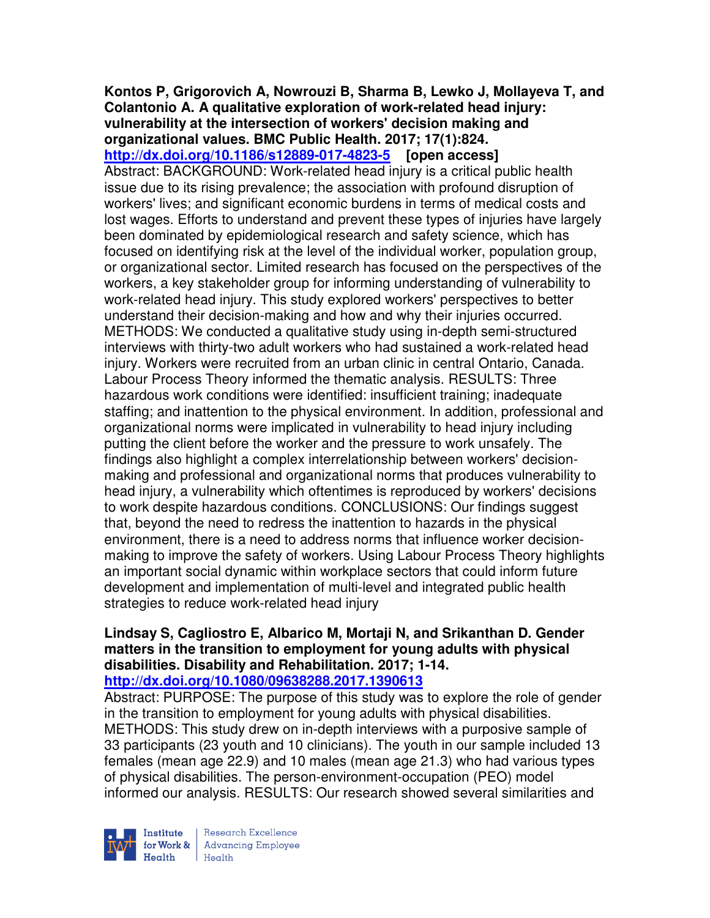**Kontos P, Grigorovich A, Nowrouzi B, Sharma B, Lewko J, Mollayeva T, and Colantonio A. A qualitative exploration of work-related head injury: vulnerability at the intersection of workers' decision making and organizational values. BMC Public Health. 2017; 17(1):824.**
**http://dx.doi.org/10.1186/s12889-017-4823-5 [open access]**
Abstract: BACKGROUND: Work-related head injury is a critical public health issue due to its rising prevalence; the association with profound disruption of workers' lives; and significant economic burdens in terms of medical costs and lost wages. Efforts to understand and prevent these types of injuries have largely been dominated by epidemiological research and safety science, which has focused on identifying risk at the level of the individual worker, population group, or organizational sector. Limited research has focused on the perspectives of the workers, a key stakeholder group for informing understanding of vulnerability to work-related head injury. This study explored workers' perspectives to better understand their decision-making and how and why their injuries occurred. METHODS: We conducted a qualitative study using in-depth semi-structured interviews with thirty-two adult workers who had sustained a work-related head injury. Workers were recruited from an urban clinic in central Ontario, Canada. Labour Process Theory informed the thematic analysis. RESULTS: Three hazardous work conditions were identified: insufficient training; inadequate staffing; and inattention to the physical environment. In addition, professional and organizational norms were implicated in vulnerability to head injury including putting the client before the worker and the pressure to work unsafely. The findings also highlight a complex interrelationship between workers' decision-making and professional and organizational norms that produces vulnerability to head injury, a vulnerability which oftentimes is reproduced by workers' decisions to work despite hazardous conditions. CONCLUSIONS: Our findings suggest that, beyond the need to redress the inattention to hazards in the physical environment, there is a need to address norms that influence worker decision-making to improve the safety of workers. Using Labour Process Theory highlights an important social dynamic within workplace sectors that could inform future development and implementation of multi-level and integrated public health strategies to reduce work-related head injury

**Lindsay S, Cagliostro E, Albarico M, Mortaji N, and Srikanthan D. Gender matters in the transition to employment for young adults with physical disabilities. Disability and Rehabilitation. 2017; 1-14.**
**http://dx.doi.org/10.1080/09638288.2017.1390613**
Abstract: PURPOSE: The purpose of this study was to explore the role of gender in the transition to employment for young adults with physical disabilities. METHODS: This study drew on in-depth interviews with a purposive sample of 33 participants (23 youth and 10 clinicians). The youth in our sample included 13 females (mean age 22.9) and 10 males (mean age 21.3) who had various types of physical disabilities. The person-environment-occupation (PEO) model informed our analysis. RESULTS: Our research showed several similarities and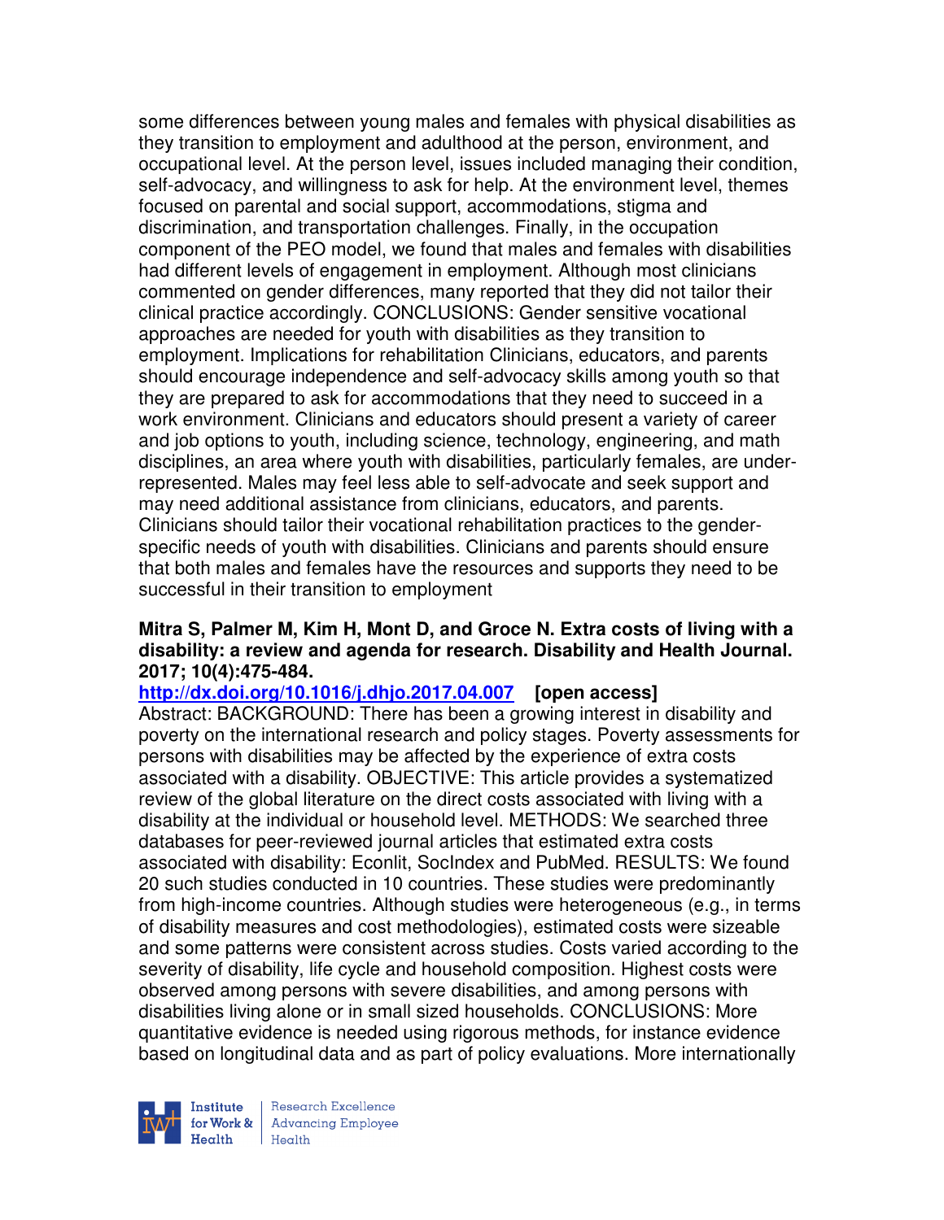some differences between young males and females with physical disabilities as they transition to employment and adulthood at the person, environment, and occupational level. At the person level, issues included managing their condition, self-advocacy, and willingness to ask for help. At the environment level, themes focused on parental and social support, accommodations, stigma and discrimination, and transportation challenges. Finally, in the occupation component of the PEO model, we found that males and females with disabilities had different levels of engagement in employment. Although most clinicians commented on gender differences, many reported that they did not tailor their clinical practice accordingly. CONCLUSIONS: Gender sensitive vocational approaches are needed for youth with disabilities as they transition to employment. Implications for rehabilitation Clinicians, educators, and parents should encourage independence and self-advocacy skills among youth so that they are prepared to ask for accommodations that they need to succeed in a work environment. Clinicians and educators should present a variety of career and job options to youth, including science, technology, engineering, and math disciplines, an area where youth with disabilities, particularly females, are under-represented. Males may feel less able to self-advocate and seek support and may need additional assistance from clinicians, educators, and parents. Clinicians should tailor their vocational rehabilitation practices to the gender-specific needs of youth with disabilities. Clinicians and parents should ensure that both males and females have the resources and supports they need to be successful in their transition to employment

**Mitra S, Palmer M, Kim H, Mont D, and Groce N. Extra costs of living with a disability: a review and agenda for research. Disability and Health Journal. 2017; 10(4):475-484.**

**http://dx.doi.org/10.1016/j.dhjo.2017.04.007 [open access]**

Abstract: BACKGROUND: There has been a growing interest in disability and poverty on the international research and policy stages. Poverty assessments for persons with disabilities may be affected by the experience of extra costs associated with a disability. OBJECTIVE: This article provides a systematized review of the global literature on the direct costs associated with living with a disability at the individual or household level. METHODS: We searched three databases for peer-reviewed journal articles that estimated extra costs associated with disability: Econlit, SocIndex and PubMed. RESULTS: We found 20 such studies conducted in 10 countries. These studies were predominantly from high-income countries. Although studies were heterogeneous (e.g., in terms of disability measures and cost methodologies), estimated costs were sizeable and some patterns were consistent across studies. Costs varied according to the severity of disability, life cycle and household composition. Highest costs were observed among persons with severe disabilities, and among persons with disabilities living alone or in small sized households. CONCLUSIONS: More quantitative evidence is needed using rigorous methods, for instance evidence based on longitudinal data and as part of policy evaluations. More internationally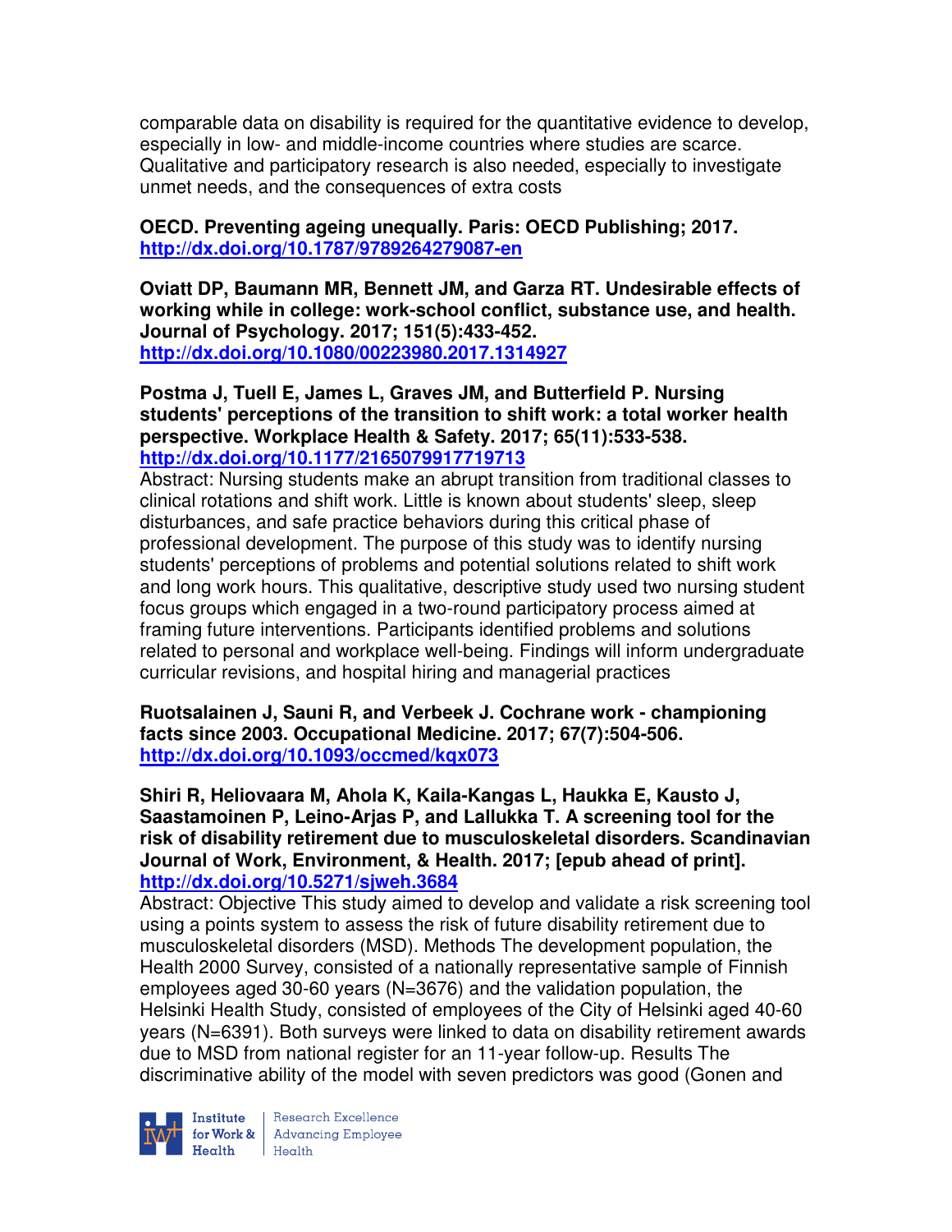comparable data on disability is required for the quantitative evidence to develop, especially in low- and middle-income countries where studies are scarce. Qualitative and participatory research is also needed, especially to investigate unmet needs, and the consequences of extra costs

**OECD. Preventing ageing unequally. Paris: OECD Publishing; 2017.**
**http://dx.doi.org/10.1787/9789264279087-en**

**Oviatt DP, Baumann MR, Bennett JM, and Garza RT. Undesirable effects of working while in college: work-school conflict, substance use, and health. Journal of Psychology. 2017; 151(5):433-452.**
**http://dx.doi.org/10.1080/00223980.2017.1314927**

**Postma J, Tuell E, James L, Graves JM, and Butterfield P. Nursing students' perceptions of the transition to shift work: a total worker health perspective. Workplace Health & Safety. 2017; 65(11):533-538.**
**http://dx.doi.org/10.1177/2165079917719713**
Abstract: Nursing students make an abrupt transition from traditional classes to clinical rotations and shift work. Little is known about students' sleep, sleep disturbances, and safe practice behaviors during this critical phase of professional development. The purpose of this study was to identify nursing students' perceptions of problems and potential solutions related to shift work and long work hours. This qualitative, descriptive study used two nursing student focus groups which engaged in a two-round participatory process aimed at framing future interventions. Participants identified problems and solutions related to personal and workplace well-being. Findings will inform undergraduate curricular revisions, and hospital hiring and managerial practices

**Ruotsalainen J, Sauni R, and Verbeek J. Cochrane work - championing facts since 2003. Occupational Medicine. 2017; 67(7):504-506.**
**http://dx.doi.org/10.1093/occmed/kqx073**

**Shiri R, Heliovaara M, Ahola K, Kaila-Kangas L, Haukka E, Kausto J, Saastamoinen P, Leino-Arjas P, and Lallukka T. A screening tool for the risk of disability retirement due to musculoskeletal disorders. Scandinavian Journal of Work, Environment, & Health. 2017; [epub ahead of print].**
**http://dx.doi.org/10.5271/sjweh.3684**
Abstract: Objective This study aimed to develop and validate a risk screening tool using a points system to assess the risk of future disability retirement due to musculoskeletal disorders (MSD). Methods The development population, the Health 2000 Survey, consisted of a nationally representative sample of Finnish employees aged 30-60 years (N=3676) and the validation population, the Helsinki Health Study, consisted of employees of the City of Helsinki aged 40-60 years (N=6391). Both surveys were linked to data on disability retirement awards due to MSD from national register for an 11-year follow-up. Results The discriminative ability of the model with seven predictors was good (Gonen and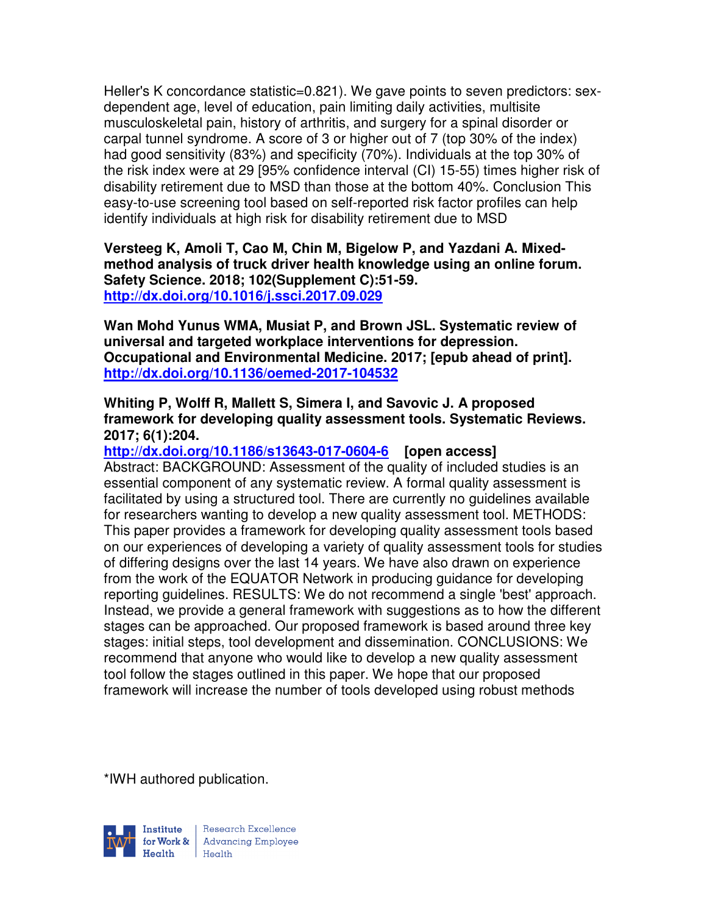Heller's K concordance statistic=0.821). We gave points to seven predictors: sex-dependent age, level of education, pain limiting daily activities, multisite musculoskeletal pain, history of arthritis, and surgery for a spinal disorder or carpal tunnel syndrome. A score of 3 or higher out of 7 (top 30% of the index) had good sensitivity (83%) and specificity (70%). Individuals at the top 30% of the risk index were at 29 [95% confidence interval (CI) 15-55) times higher risk of disability retirement due to MSD than those at the bottom 40%. Conclusion This easy-to-use screening tool based on self-reported risk factor profiles can help identify individuals at high risk for disability retirement due to MSD

**Versteeg K, Amoli T, Cao M, Chin M, Bigelow P, and Yazdani A. Mixed-method analysis of truck driver health knowledge using an online forum. Safety Science. 2018; 102(Supplement C):51-59.**
**http://dx.doi.org/10.1016/j.ssci.2017.09.029**

**Wan Mohd Yunus WMA, Musiat P, and Brown JSL. Systematic review of universal and targeted workplace interventions for depression. Occupational and Environmental Medicine. 2017; [epub ahead of print].**
**http://dx.doi.org/10.1136/oemed-2017-104532**

**Whiting P, Wolff R, Mallett S, Simera I, and Savovic J. A proposed framework for developing quality assessment tools. Systematic Reviews. 2017; 6(1):204.**
**http://dx.doi.org/10.1186/s13643-017-0604-6 [open access]**
Abstract: BACKGROUND: Assessment of the quality of included studies is an essential component of any systematic review. A formal quality assessment is facilitated by using a structured tool. There are currently no guidelines available for researchers wanting to develop a new quality assessment tool. METHODS: This paper provides a framework for developing quality assessment tools based on our experiences of developing a variety of quality assessment tools for studies of differing designs over the last 14 years. We have also drawn on experience from the work of the EQUATOR Network in producing guidance for developing reporting guidelines. RESULTS: We do not recommend a single 'best' approach. Instead, we provide a general framework with suggestions as to how the different stages can be approached. Our proposed framework is based around three key stages: initial steps, tool development and dissemination. CONCLUSIONS: We recommend that anyone who would like to develop a new quality assessment tool follow the stages outlined in this paper. We hope that our proposed framework will increase the number of tools developed using robust methods

*IWH authored publication.